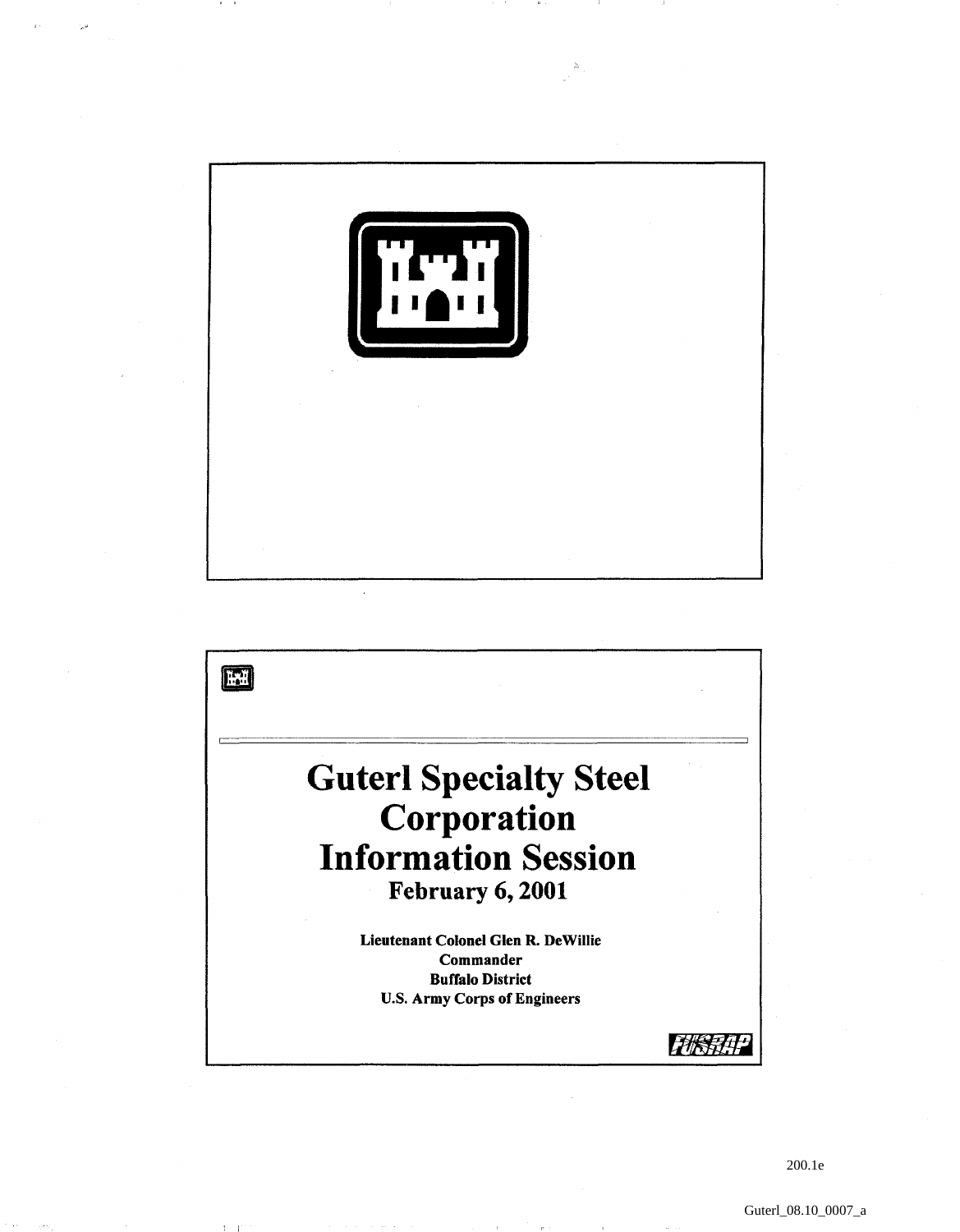# Guterl Specialty Steel Corporation Information Session

**February 6, 2001**

**Lieutenant Colonel Glen R. DeWillie**
**Commander**
**Buffalo District**
**U.S. Army Corps of Engineers**

FUSRAP

200.1e

Guterl_08.10_0007_a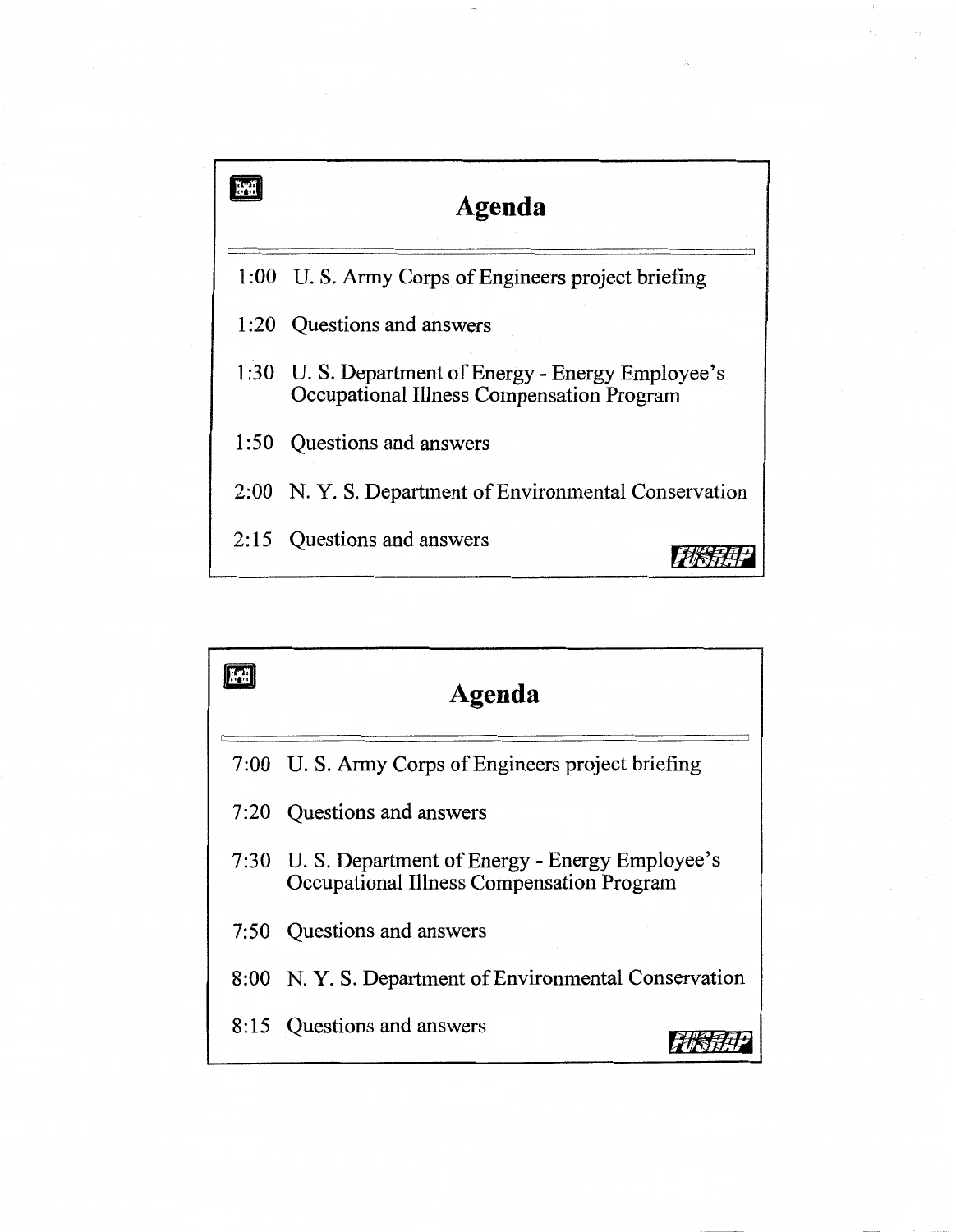## Agenda

1:00 U. S. Army Corps of Engineers project briefing

1:20 Questions and answers

1:30 U. S. Department of Energy - Energy Employee's Occupational Illness Compensation Program

1:50 Questions and answers

2:00 N. Y. S. Department of Environmental Conservation

2:15 Questions and answers

FUSRAP

## Agenda

7:00 U. S. Army Corps of Engineers project briefing

7:20 Questions and answers

7:30 U. S. Department of Energy - Energy Employee's Occupational Illness Compensation Program

7:50 Questions and answers

8:00 N. Y. S. Department of Environmental Conservation

8:15 Questions and answers

FUSRAP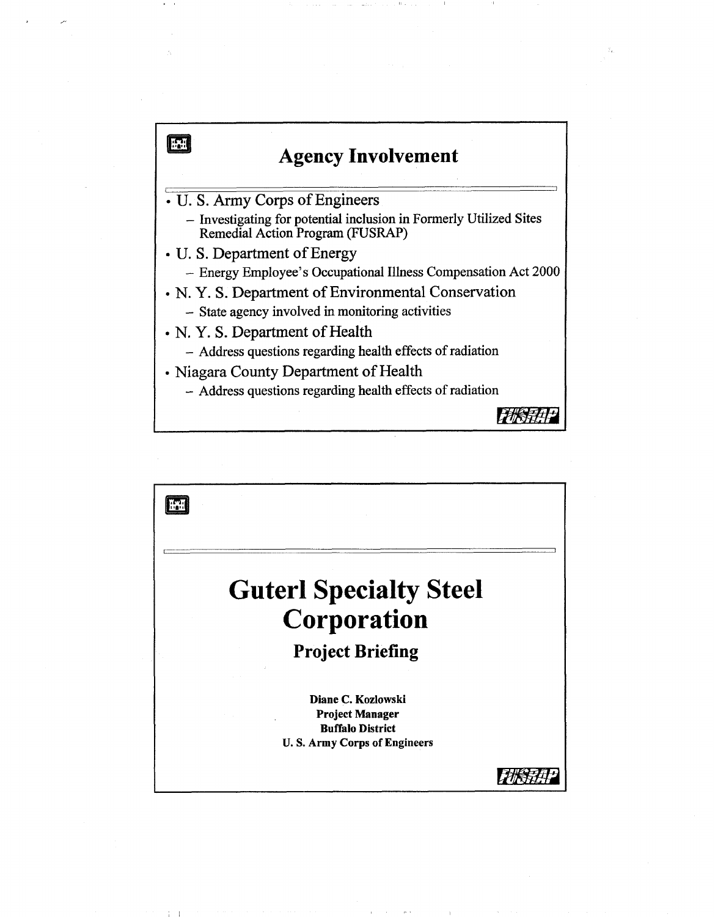## Agency Involvement

- U. S. Army Corps of Engineers
  - Investigating for potential inclusion in Formerly Utilized Sites Remedial Action Program (FUSRAP)
- U. S. Department of Energy
  - Energy Employee's Occupational Illness Compensation Act 2000
- N. Y. S. Department of Environmental Conservation
  - State agency involved in monitoring activities
- N. Y. S. Department of Health
  - Address questions regarding health effects of radiation
- Niagara County Department of Health
  - Address questions regarding health effects of radiation

FUSRAP

# Guterl Specialty Steel Corporation

## Project Briefing

**Diane C. Kozlowski**
**Project Manager**
**Buffalo District**
**U. S. Army Corps of Engineers**

FUSRAP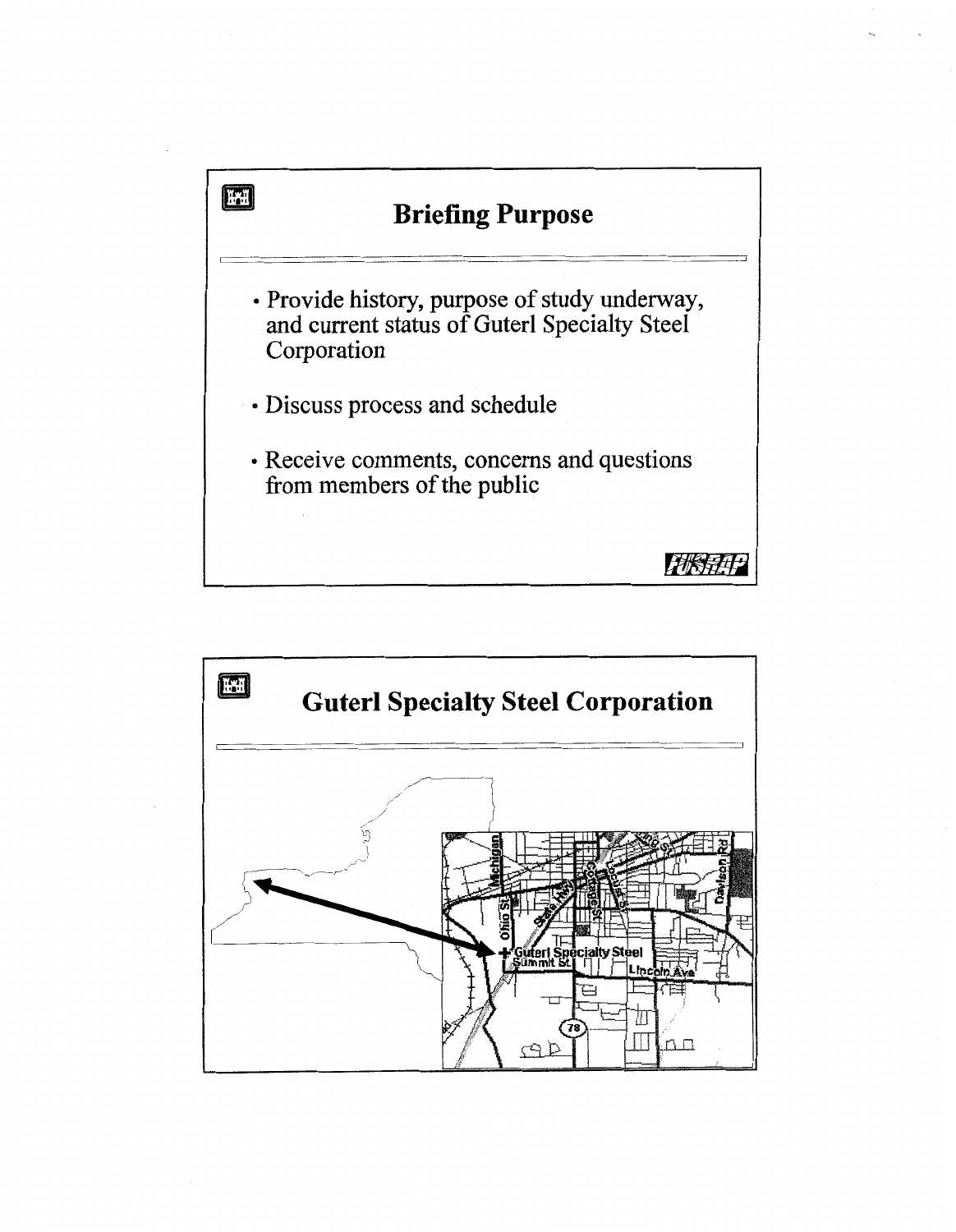# Briefing Purpose

- Provide history, purpose of study underway, and current status of Guterl Specialty Steel Corporation
- Discuss process and schedule
- Receive comments, concerns and questions from members of the public

# Guterl Specialty Steel Corporation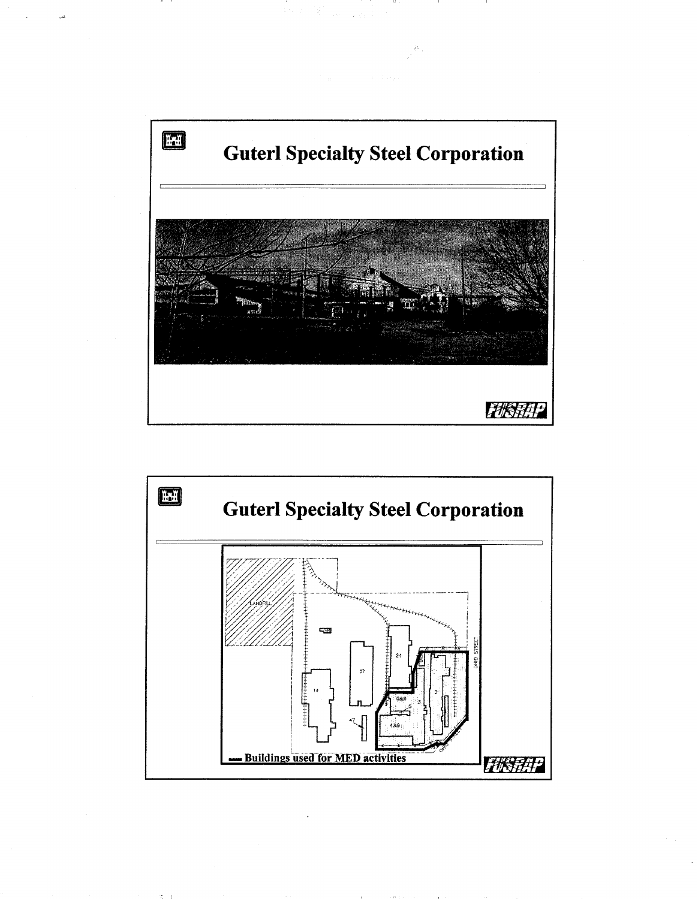# Guterl Specialty Steel Corporation

FUSRAP

# Guterl Specialty Steel Corporation

LANDFILL

24

37

14

47

6&8

5

3

2

4&9

OHIO STREET

— Buildings used for MED activities

FUSRAP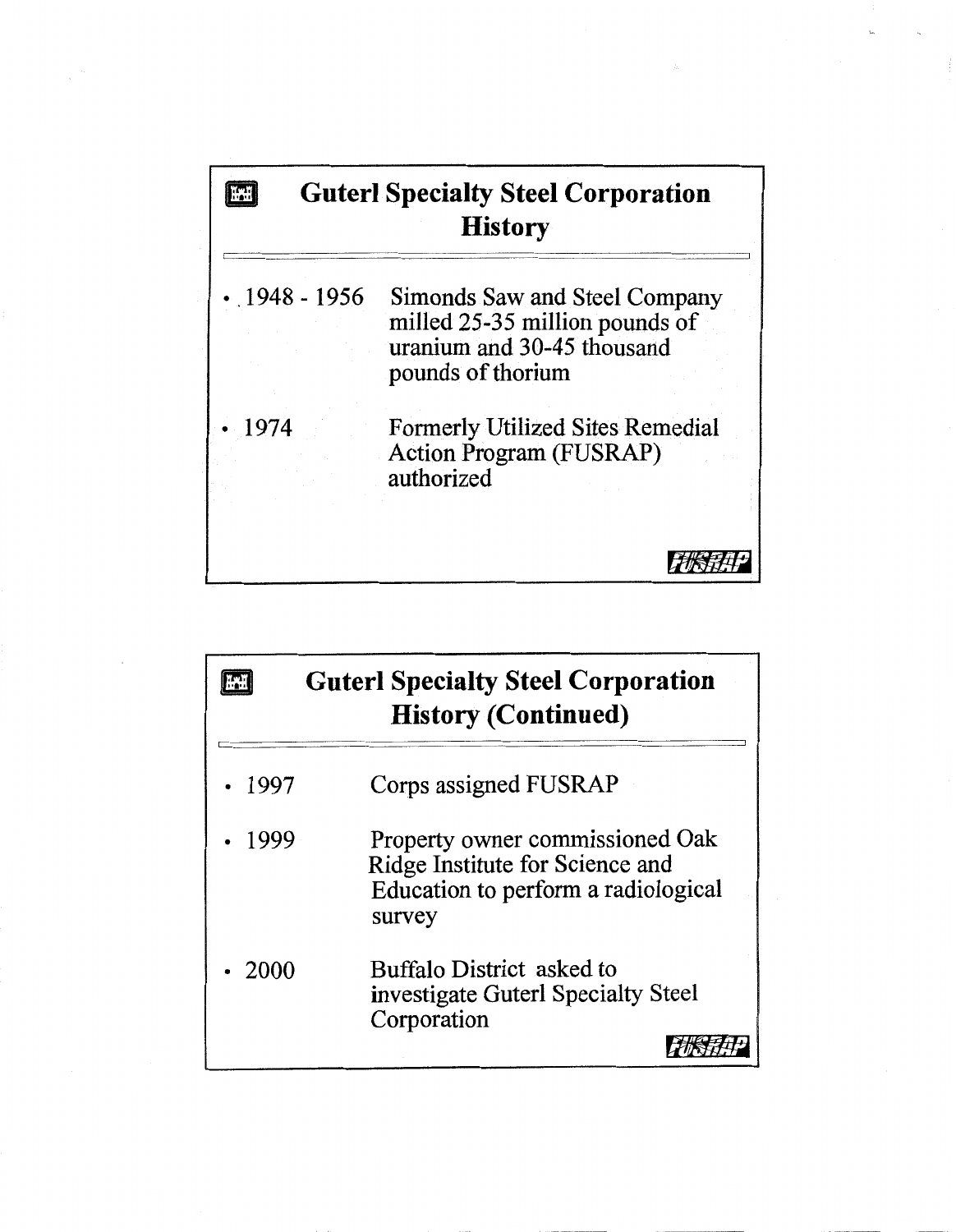## Guterl Specialty Steel Corporation History

- 1948 - 1956 Simonds Saw and Steel Company milled 25-35 million pounds of uranium and 30-45 thousand pounds of thorium
- 1974 Formerly Utilized Sites Remedial Action Program (FUSRAP) authorized

FUSRAP

## Guterl Specialty Steel Corporation History (Continued)

- 1997 Corps assigned FUSRAP
- 1999 Property owner commissioned Oak Ridge Institute for Science and Education to perform a radiological survey
- 2000 Buffalo District asked to investigate Guterl Specialty Steel Corporation

FUSRAP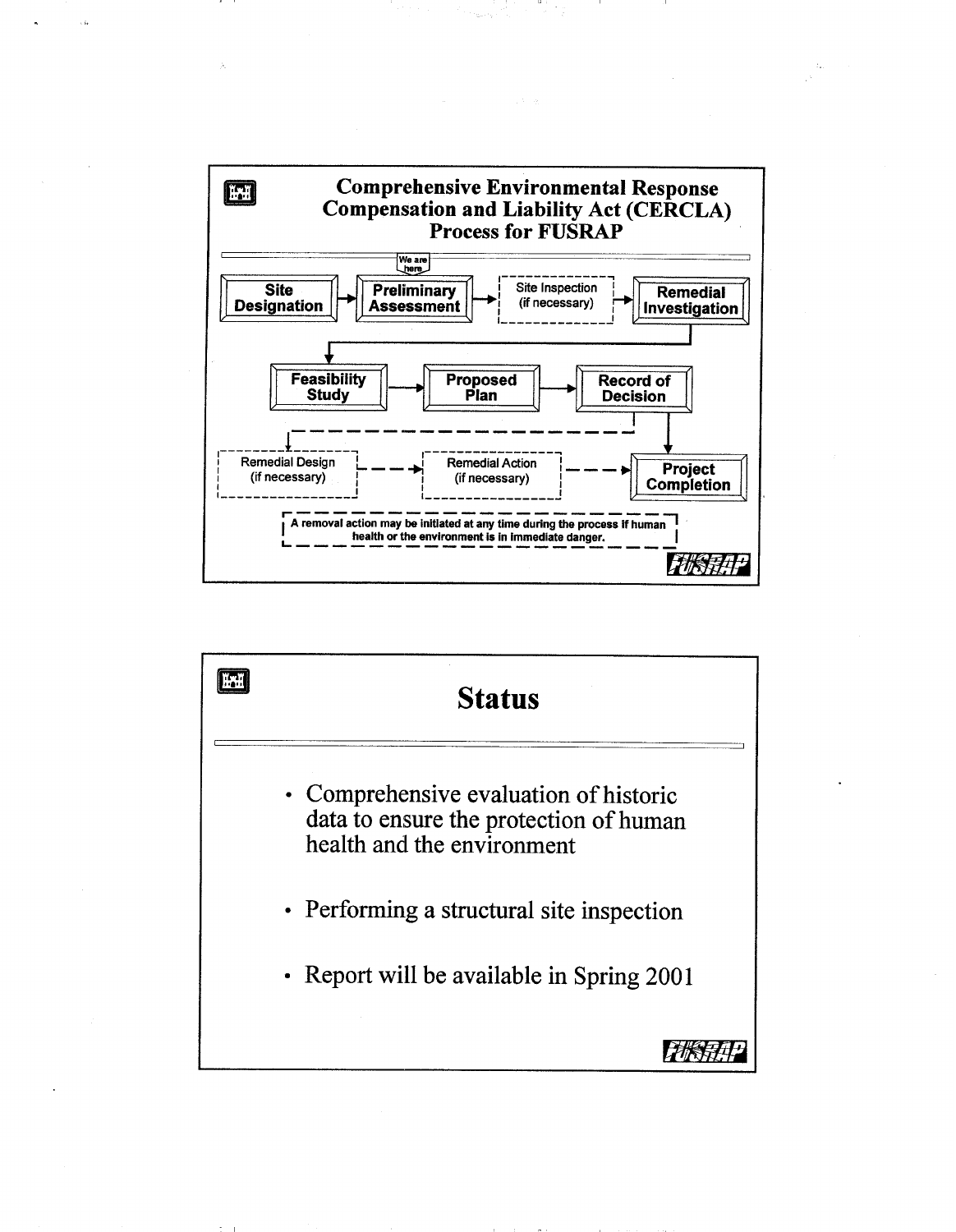## Comprehensive Environmental Response Compensation and Liability Act (CERCLA) Process for FUSRAP

We are here (at Preliminary Assessment)

**Site Designation** → **Preliminary Assessment** → Site Inspection (if necessary) → **Remedial Investigation**

→ **Feasibility Study** → **Proposed Plan** → **Record of Decision**

→ Remedial Design (if necessary) → Remedial Action (if necessary) → **Project Completion**

A removal action may be initiated at any time during the process if human health or the environment is in immediate danger.

FUSRAP

## Status

- Comprehensive evaluation of historic data to ensure the protection of human health and the environment
- Performing a structural site inspection
- Report will be available in Spring 2001

FUSRAP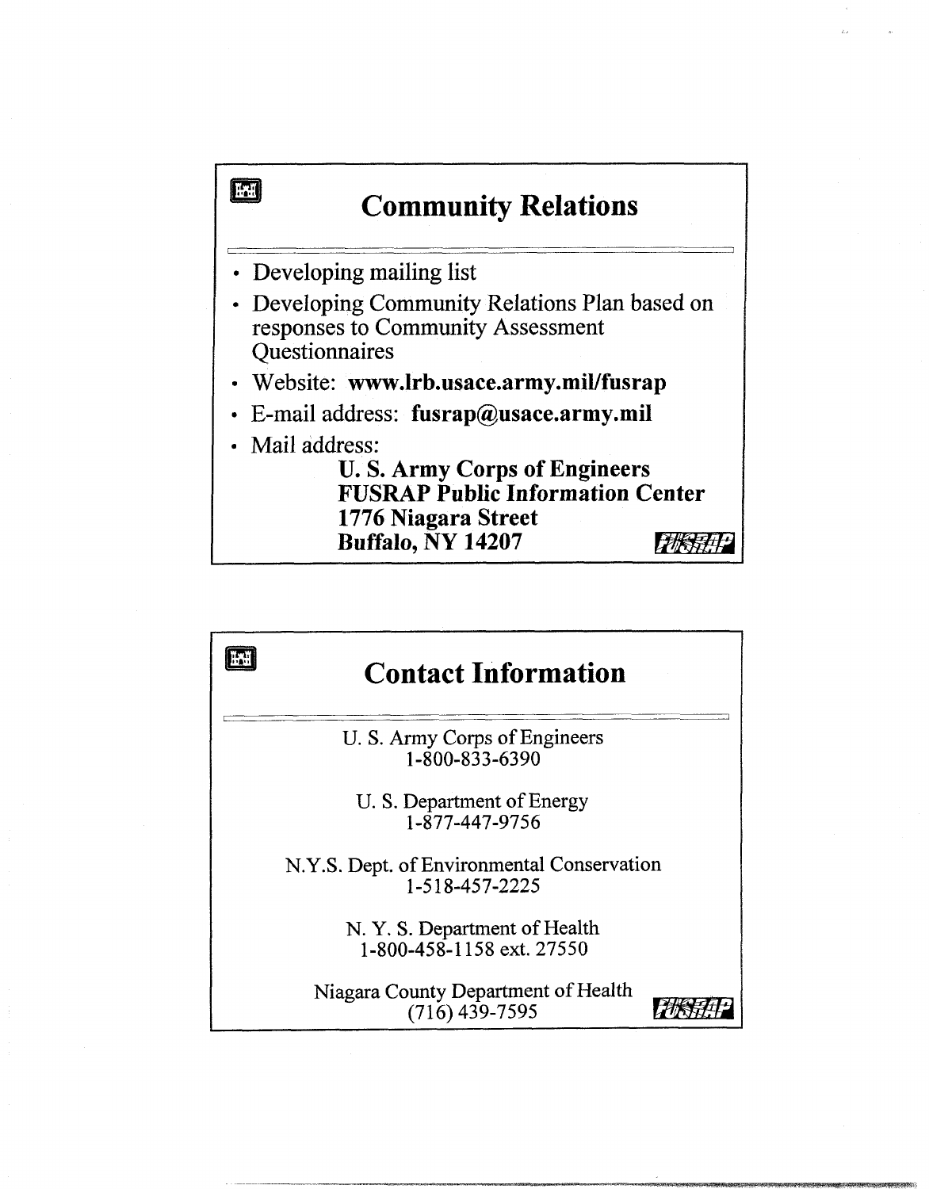## Community Relations

- Developing mailing list
- Developing Community Relations Plan based on responses to Community Assessment Questionnaires
- Website: **www.lrb.usace.army.mil/fusrap**
- E-mail address: **fusrap@usace.army.mil**
- Mail address:

  **U. S. Army Corps of Engineers**
  **FUSRAP Public Information Center**
  **1776 Niagara Street**
  **Buffalo, NY 14207**

FUSRAP

## Contact Information

U. S. Army Corps of Engineers
1-800-833-6390

U. S. Department of Energy
1-877-447-9756

N.Y.S. Dept. of Environmental Conservation
1-518-457-2225

N. Y. S. Department of Health
1-800-458-1158 ext. 27550

Niagara County Department of Health
(716) 439-7595

FUSRAP